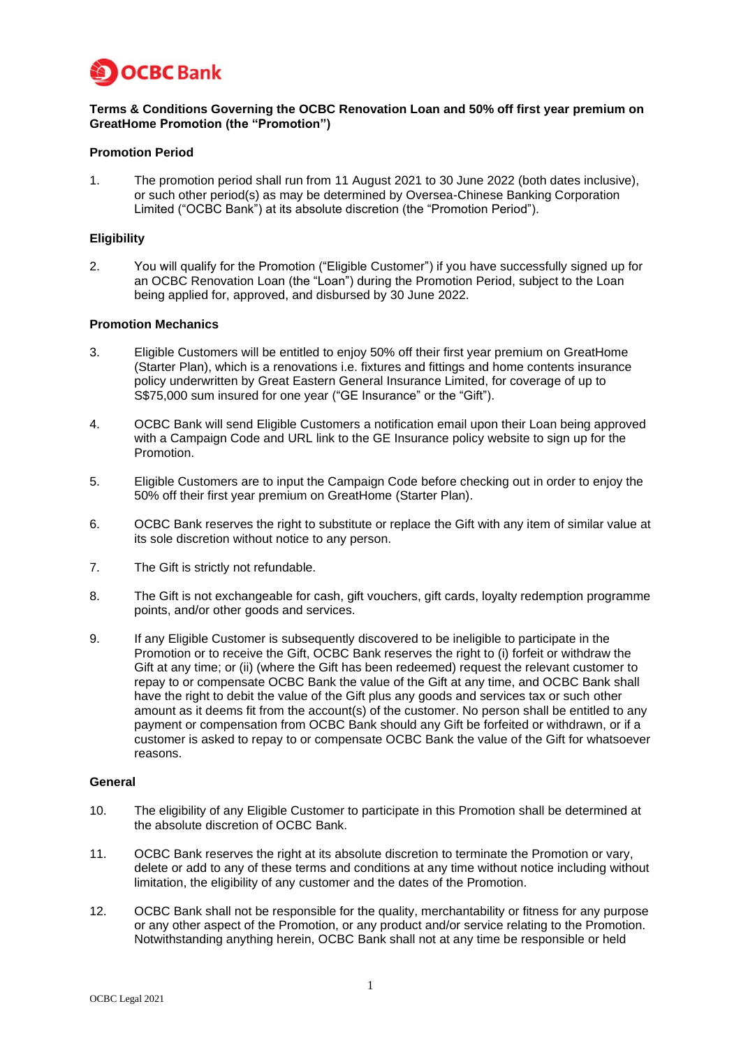**Terms & Conditions Governing the OCBC Renovation Loan and 50% off first year premium on GreatHome Promotion (the "Promotion")**

**Promotion Period**

1. The promotion period shall run from 11 August 2021 to 30 June 2022 (both dates inclusive), or such other period(s) as may be determined by Oversea-Chinese Banking Corporation Limited ("OCBC Bank") at its absolute discretion (the "Promotion Period").

**Eligibility**

2. You will qualify for the Promotion ("Eligible Customer") if you have successfully signed up for an OCBC Renovation Loan (the "Loan") during the Promotion Period, subject to the Loan being applied for, approved, and disbursed by 30 June 2022.

**Promotion Mechanics**

3. Eligible Customers will be entitled to enjoy 50% off their first year premium on GreatHome (Starter Plan), which is a renovations i.e. fixtures and fittings and home contents insurance policy underwritten by Great Eastern General Insurance Limited, for coverage of up to S$75,000 sum insured for one year ("GE Insurance" or the "Gift").

4. OCBC Bank will send Eligible Customers a notification email upon their Loan being approved with a Campaign Code and URL link to the GE Insurance policy website to sign up for the Promotion.

5. Eligible Customers are to input the Campaign Code before checking out in order to enjoy the 50% off their first year premium on GreatHome (Starter Plan).

6. OCBC Bank reserves the right to substitute or replace the Gift with any item of similar value at its sole discretion without notice to any person.

7. The Gift is strictly not refundable.

8. The Gift is not exchangeable for cash, gift vouchers, gift cards, loyalty redemption programme points, and/or other goods and services.

9. If any Eligible Customer is subsequently discovered to be ineligible to participate in the Promotion or to receive the Gift, OCBC Bank reserves the right to (i) forfeit or withdraw the Gift at any time; or (ii) (where the Gift has been redeemed) request the relevant customer to repay to or compensate OCBC Bank the value of the Gift at any time, and OCBC Bank shall have the right to debit the value of the Gift plus any goods and services tax or such other amount as it deems fit from the account(s) of the customer. No person shall be entitled to any payment or compensation from OCBC Bank should any Gift be forfeited or withdrawn, or if a customer is asked to repay to or compensate OCBC Bank the value of the Gift for whatsoever reasons.

**General**

10. The eligibility of any Eligible Customer to participate in this Promotion shall be determined at the absolute discretion of OCBC Bank.

11. OCBC Bank reserves the right at its absolute discretion to terminate the Promotion or vary, delete or add to any of these terms and conditions at any time without notice including without limitation, the eligibility of any customer and the dates of the Promotion.

12. OCBC Bank shall not be responsible for the quality, merchantability or fitness for any purpose or any other aspect of the Promotion, or any product and/or service relating to the Promotion. Notwithstanding anything herein, OCBC Bank shall not at any time be responsible or held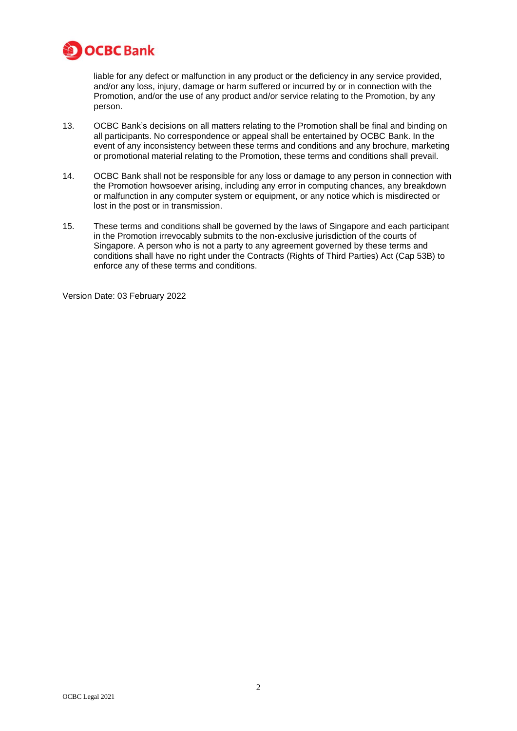liable for any defect or malfunction in any product or the deficiency in any service provided, and/or any loss, injury, damage or harm suffered or incurred by or in connection with the Promotion, and/or the use of any product and/or service relating to the Promotion, by any person.

13. OCBC Bank's decisions on all matters relating to the Promotion shall be final and binding on all participants. No correspondence or appeal shall be entertained by OCBC Bank. In the event of any inconsistency between these terms and conditions and any brochure, marketing or promotional material relating to the Promotion, these terms and conditions shall prevail.

14. OCBC Bank shall not be responsible for any loss or damage to any person in connection with the Promotion howsoever arising, including any error in computing chances, any breakdown or malfunction in any computer system or equipment, or any notice which is misdirected or lost in the post or in transmission.

15. These terms and conditions shall be governed by the laws of Singapore and each participant in the Promotion irrevocably submits to the non-exclusive jurisdiction of the courts of Singapore. A person who is not a party to any agreement governed by these terms and conditions shall have no right under the Contracts (Rights of Third Parties) Act (Cap 53B) to enforce any of these terms and conditions.

Version Date: 03 February 2022